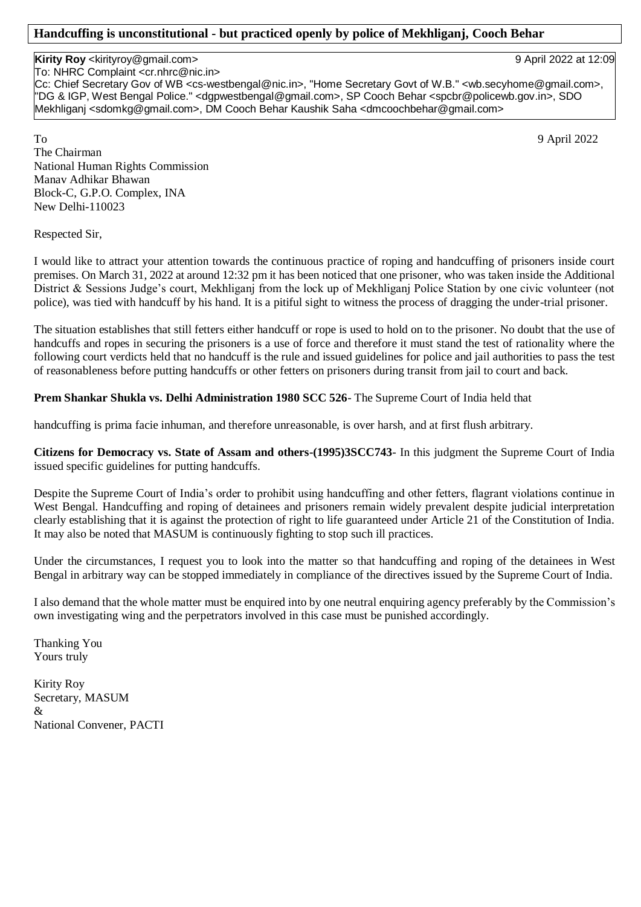## Handcuffing is unconstitutional - but practiced openly by police of Mekhliganj, Cooch Behar

**Kirity Roy** <kirityroy@gmail.com> 9 April 2022 at 12:09
To: NHRC Complaint <cr.nhrc@nic.in>
Cc: Chief Secretary Gov of WB <cs-westbengal@nic.in>, "Home Secretary Govt of W.B." <wb.secyhome@gmail.com>, "DG & IGP, West Bengal Police." <dgpwestbengal@gmail.com>, SP Cooch Behar <spcbr@policewb.gov.in>, SDO Mekhliganj <sdomkg@gmail.com>, DM Cooch Behar Kaushik Saha <dmcoochbehar@gmail.com>

To 9 April 2022
The Chairman
National Human Rights Commission
Manav Adhikar Bhawan
Block-C, G.P.O. Complex, INA
New Delhi-110023

Respected Sir,

I would like to attract your attention towards the continuous practice of roping and handcuffing of prisoners inside court premises. On March 31, 2022 at around 12:32 pm it has been noticed that one prisoner, who was taken inside the Additional District & Sessions Judge's court, Mekhliganj from the lock up of Mekhliganj Police Station by one civic volunteer (not police), was tied with handcuff by his hand. It is a pitiful sight to witness the process of dragging the under-trial prisoner.

The situation establishes that still fetters either handcuff or rope is used to hold on to the prisoner. No doubt that the use of handcuffs and ropes in securing the prisoners is a use of force and therefore it must stand the test of rationality where the following court verdicts held that no handcuff is the rule and issued guidelines for police and jail authorities to pass the test of reasonableness before putting handcuffs or other fetters on prisoners during transit from jail to court and back.

**Prem Shankar Shukla vs. Delhi Administration 1980 SCC 526**- The Supreme Court of India held that

handcuffing is prima facie inhuman, and therefore unreasonable, is over harsh, and at first flush arbitrary.

**Citizens for Democracy vs. State of Assam and others-(1995)3SCC743**- In this judgment the Supreme Court of India issued specific guidelines for putting handcuffs.

Despite the Supreme Court of India's order to prohibit using handcuffing and other fetters, flagrant violations continue in West Bengal. Handcuffing and roping of detainees and prisoners remain widely prevalent despite judicial interpretation clearly establishing that it is against the protection of right to life guaranteed under Article 21 of the Constitution of India. It may also be noted that MASUM is continuously fighting to stop such ill practices.

Under the circumstances, I request you to look into the matter so that handcuffing and roping of the detainees in West Bengal in arbitrary way can be stopped immediately in compliance of the directives issued by the Supreme Court of India.

I also demand that the whole matter must be enquired into by one neutral enquiring agency preferably by the Commission's own investigating wing and the perpetrators involved in this case must be punished accordingly.

Thanking You
Yours truly

Kirity Roy
Secretary, MASUM
&
National Convener, PACTI